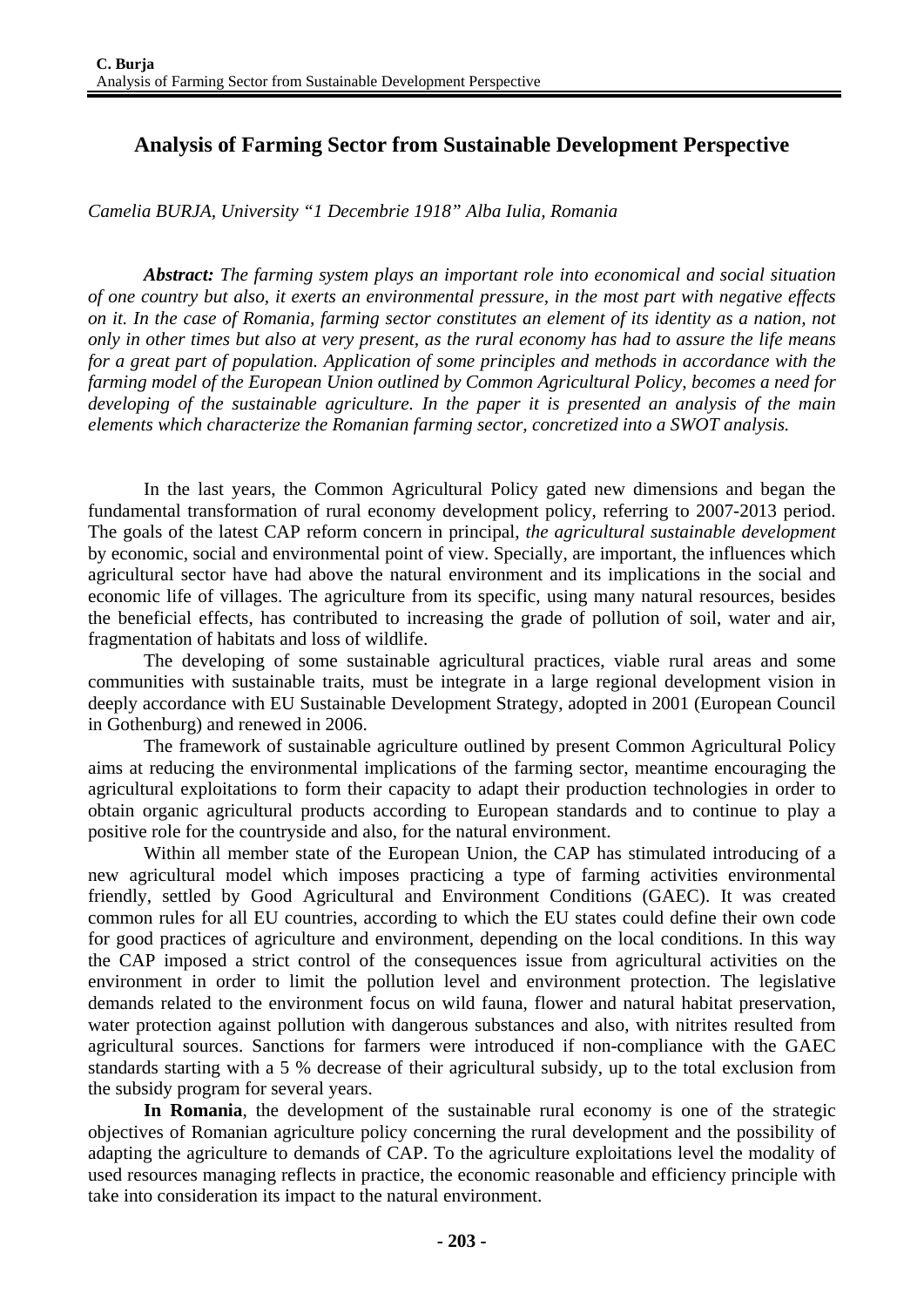# Analysis of Farming Sector from Sustainable Development Perspective

*Camelia BURJA, University "1 Decembrie 1918" Alba Iulia, Romania*

***Abstract:*** *The farming system plays an important role into economical and social situation of one country but also, it exerts an environmental pressure, in the most part with negative effects on it. In the case of Romania, farming sector constitutes an element of its identity as a nation, not only in other times but also at very present, as the rural economy has had to assure the life means for a great part of population. Application of some principles and methods in accordance with the farming model of the European Union outlined by Common Agricultural Policy, becomes a need for developing of the sustainable agriculture. In the paper it is presented an analysis of the main elements which characterize the Romanian farming sector, concretized into a SWOT analysis.*

In the last years, the Common Agricultural Policy gated new dimensions and began the fundamental transformation of rural economy development policy, referring to 2007-2013 period. The goals of the latest CAP reform concern in principal, *the agricultural sustainable development* by economic, social and environmental point of view. Specially, are important, the influences which agricultural sector have had above the natural environment and its implications in the social and economic life of villages. The agriculture from its specific, using many natural resources, besides the beneficial effects, has contributed to increasing the grade of pollution of soil, water and air, fragmentation of habitats and loss of wildlife.

The developing of some sustainable agricultural practices, viable rural areas and some communities with sustainable traits, must be integrate in a large regional development vision in deeply accordance with EU Sustainable Development Strategy, adopted in 2001 (European Council in Gothenburg) and renewed in 2006.

The framework of sustainable agriculture outlined by present Common Agricultural Policy aims at reducing the environmental implications of the farming sector, meantime encouraging the agricultural exploitations to form their capacity to adapt their production technologies in order to obtain organic agricultural products according to European standards and to continue to play a positive role for the countryside and also, for the natural environment.

Within all member state of the European Union, the CAP has stimulated introducing of a new agricultural model which imposes practicing a type of farming activities environmental friendly, settled by Good Agricultural and Environment Conditions (GAEC). It was created common rules for all EU countries, according to which the EU states could define their own code for good practices of agriculture and environment, depending on the local conditions. In this way the CAP imposed a strict control of the consequences issue from agricultural activities on the environment in order to limit the pollution level and environment protection. The legislative demands related to the environment focus on wild fauna, flower and natural habitat preservation, water protection against pollution with dangerous substances and also, with nitrites resulted from agricultural sources. Sanctions for farmers were introduced if non-compliance with the GAEC standards starting with a 5 % decrease of their agricultural subsidy, up to the total exclusion from the subsidy program for several years.

**In Romania**, the development of the sustainable rural economy is one of the strategic objectives of Romanian agriculture policy concerning the rural development and the possibility of adapting the agriculture to demands of CAP. To the agriculture exploitations level the modality of used resources managing reflects in practice, the economic reasonable and efficiency principle with take into consideration its impact to the natural environment.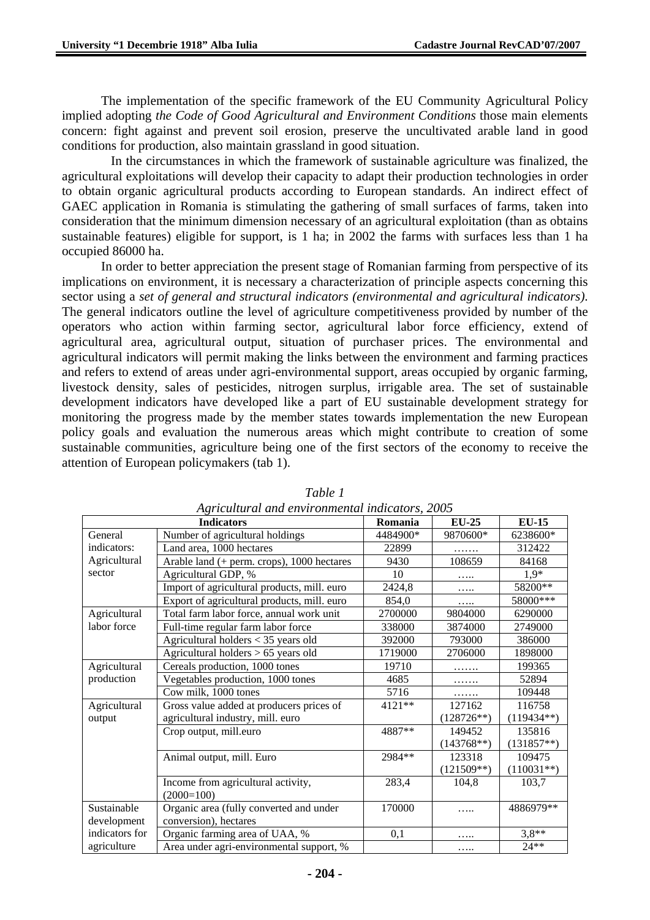The implementation of the specific framework of the EU Community Agricultural Policy implied adopting *the Code of Good Agricultural and Environment Conditions* those main elements concern: fight against and prevent soil erosion, preserve the uncultivated arable land in good conditions for production, also maintain grassland in good situation.

In the circumstances in which the framework of sustainable agriculture was finalized, the agricultural exploitations will develop their capacity to adapt their production technologies in order to obtain organic agricultural products according to European standards. An indirect effect of GAEC application in Romania is stimulating the gathering of small surfaces of farms, taken into consideration that the minimum dimension necessary of an agricultural exploitation (than as obtains sustainable features) eligible for support, is 1 ha; in 2002 the farms with surfaces less than 1 ha occupied 86000 ha.

In order to better appreciation the present stage of Romanian farming from perspective of its implications on environment, it is necessary a characterization of principle aspects concerning this sector using a *set of general and structural indicators (environmental and agricultural indicators)*. The general indicators outline the level of agriculture competitiveness provided by number of the operators who action within farming sector, agricultural labor force efficiency, extend of agricultural area, agricultural output, situation of purchaser prices. The environmental and agricultural indicators will permit making the links between the environment and farming practices and refers to extend of areas under agri-environmental support, areas occupied by organic farming, livestock density, sales of pesticides, nitrogen surplus, irrigable area. The set of sustainable development indicators have developed like a part of EU sustainable development strategy for monitoring the progress made by the member states towards implementation the new European policy goals and evaluation the numerous areas which might contribute to creation of some sustainable communities, agriculture being one of the first sectors of the economy to receive the attention of European policymakers (tab 1).

*Table 1*

*Agricultural and environmental indicators, 2005*

| Indicators | | Romania | EU-25 | EU-15 |
|---|---|---|---|---|
| General indicators: Agricultural sector | Number of agricultural holdings | 4484900* | 9870600* | 6238600* |
| | Land area, 1000 hectares | 22899 | ……. | 312422 |
| | Arable land (+ perm. crops), 1000 hectares | 9430 | 108659 | 84168 |
| | Agricultural GDP, % | 10 | ….. | 1,9* |
| | Import of agricultural products, mill. euro | 2424,8 | ….. | 58200** |
| | Export of agricultural products, mill. euro | 854,0 | ….. | 58000*** |
| Agricultural labor force | Total farm labor force, annual work unit | 2700000 | 9804000 | 6290000 |
| | Full-time regular farm labor force | 338000 | 3874000 | 2749000 |
| | Agricultural holders < 35 years old | 392000 | 793000 | 386000 |
| | Agricultural holders > 65 years old | 1719000 | 2706000 | 1898000 |
| Agricultural production | Cereals production, 1000 tones | 19710 | ……. | 199365 |
| | Vegetables production, 1000 tones | 4685 | ……. | 52894 |
| | Cow milk, 1000 tones | 5716 | ……. | 109448 |
| Agricultural output | Gross value added at producers prices of agricultural industry, mill. euro | 4121** | 127162 (128726**) | 116758 (119434**) |
| | Crop output, mill.euro | 4887** | 149452 (143768**) | 135816 (131857**) |
| | Animal output, mill. Euro | 2984** | 123318 (121509**) | 109475 (110031**) |
| | Income from agricultural activity, (2000=100) | 283,4 | 104,8 | 103,7 |
| Sustainable development indicators for agriculture | Organic area (fully converted and under conversion), hectares | 170000 | ….. | 4886979** |
| | Organic farming area of UAA, % | 0,1 | ….. | 3,8** |
| | Area under agri-environmental support, % | | ….. | 24** |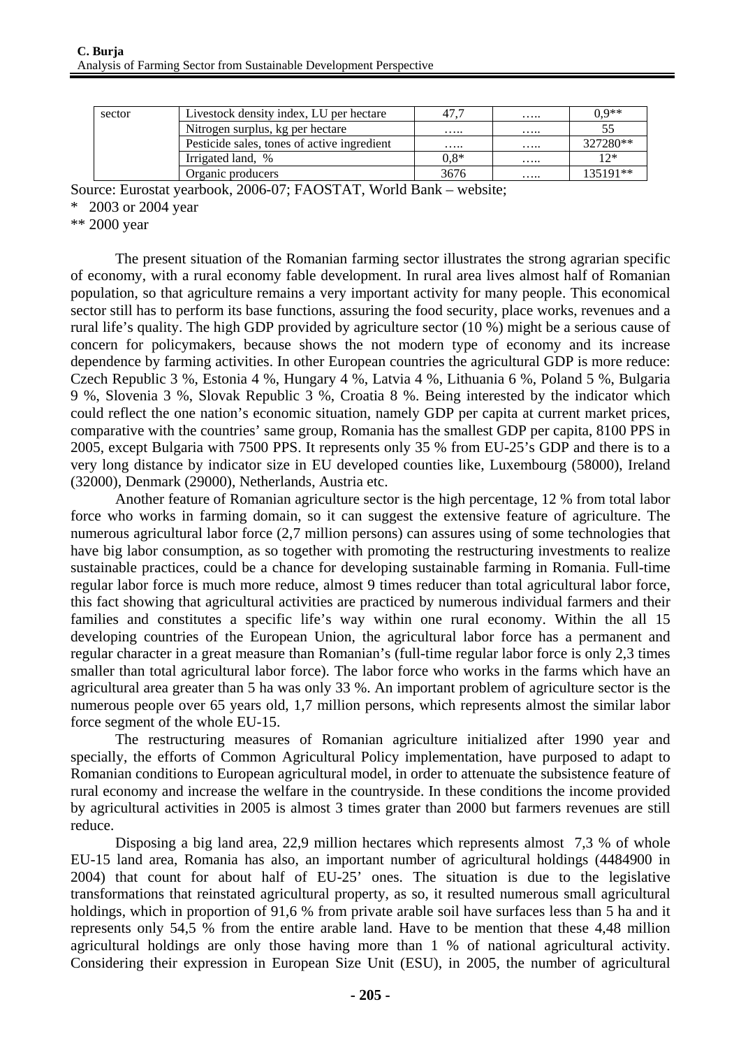| sector | Livestock density index, LU per hectare | 47,7 | ….. | 0,9** |
|---|---|---|---|---|
| | Nitrogen surplus, kg per hectare | ….. | ….. | 55 |
| | Pesticide sales, tones of active ingredient | ….. | ….. | 327280** |
| | Irrigated land, % | 0,8* | ….. | 12* |
| | Organic producers | 3676 | ….. | 135191** |

Source: Eurostat yearbook, 2006-07; FAOSTAT, World Bank – website;

\* 2003 or 2004 year

\** 2000 year

The present situation of the Romanian farming sector illustrates the strong agrarian specific of economy, with a rural economy fable development. In rural area lives almost half of Romanian population, so that agriculture remains a very important activity for many people. This economical sector still has to perform its base functions, assuring the food security, place works, revenues and a rural life's quality. The high GDP provided by agriculture sector (10 %) might be a serious cause of concern for policymakers, because shows the not modern type of economy and its increase dependence by farming activities. In other European countries the agricultural GDP is more reduce: Czech Republic 3 %, Estonia 4 %, Hungary 4 %, Latvia 4 %, Lithuania 6 %, Poland 5 %, Bulgaria 9 %, Slovenia 3 %, Slovak Republic 3 %, Croatia 8 %. Being interested by the indicator which could reflect the one nation's economic situation, namely GDP per capita at current market prices, comparative with the countries' same group, Romania has the smallest GDP per capita, 8100 PPS in 2005, except Bulgaria with 7500 PPS. It represents only 35 % from EU-25's GDP and there is to a very long distance by indicator size in EU developed counties like, Luxembourg (58000), Ireland (32000), Denmark (29000), Netherlands, Austria etc.

Another feature of Romanian agriculture sector is the high percentage, 12 % from total labor force who works in farming domain, so it can suggest the extensive feature of agriculture. The numerous agricultural labor force (2,7 million persons) can assures using of some technologies that have big labor consumption, as so together with promoting the restructuring investments to realize sustainable practices, could be a chance for developing sustainable farming in Romania. Full-time regular labor force is much more reduce, almost 9 times reducer than total agricultural labor force, this fact showing that agricultural activities are practiced by numerous individual farmers and their families and constitutes a specific life's way within one rural economy. Within the all 15 developing countries of the European Union, the agricultural labor force has a permanent and regular character in a great measure than Romanian's (full-time regular labor force is only 2,3 times smaller than total agricultural labor force). The labor force who works in the farms which have an agricultural area greater than 5 ha was only 33 %. An important problem of agriculture sector is the numerous people over 65 years old, 1,7 million persons, which represents almost the similar labor force segment of the whole EU-15.

The restructuring measures of Romanian agriculture initialized after 1990 year and specially, the efforts of Common Agricultural Policy implementation, have purposed to adapt to Romanian conditions to European agricultural model, in order to attenuate the subsistence feature of rural economy and increase the welfare in the countryside. In these conditions the income provided by agricultural activities in 2005 is almost 3 times grater than 2000 but farmers revenues are still reduce.

Disposing a big land area, 22,9 million hectares which represents almost 7,3 % of whole EU-15 land area, Romania has also, an important number of agricultural holdings (4484900 in 2004) that count for about half of EU-25' ones. The situation is due to the legislative transformations that reinstated agricultural property, as so, it resulted numerous small agricultural holdings, which in proportion of 91,6 % from private arable soil have surfaces less than 5 ha and it represents only 54,5 % from the entire arable land. Have to be mention that these 4,48 million agricultural holdings are only those having more than 1 % of national agricultural activity. Considering their expression in European Size Unit (ESU), in 2005, the number of agricultural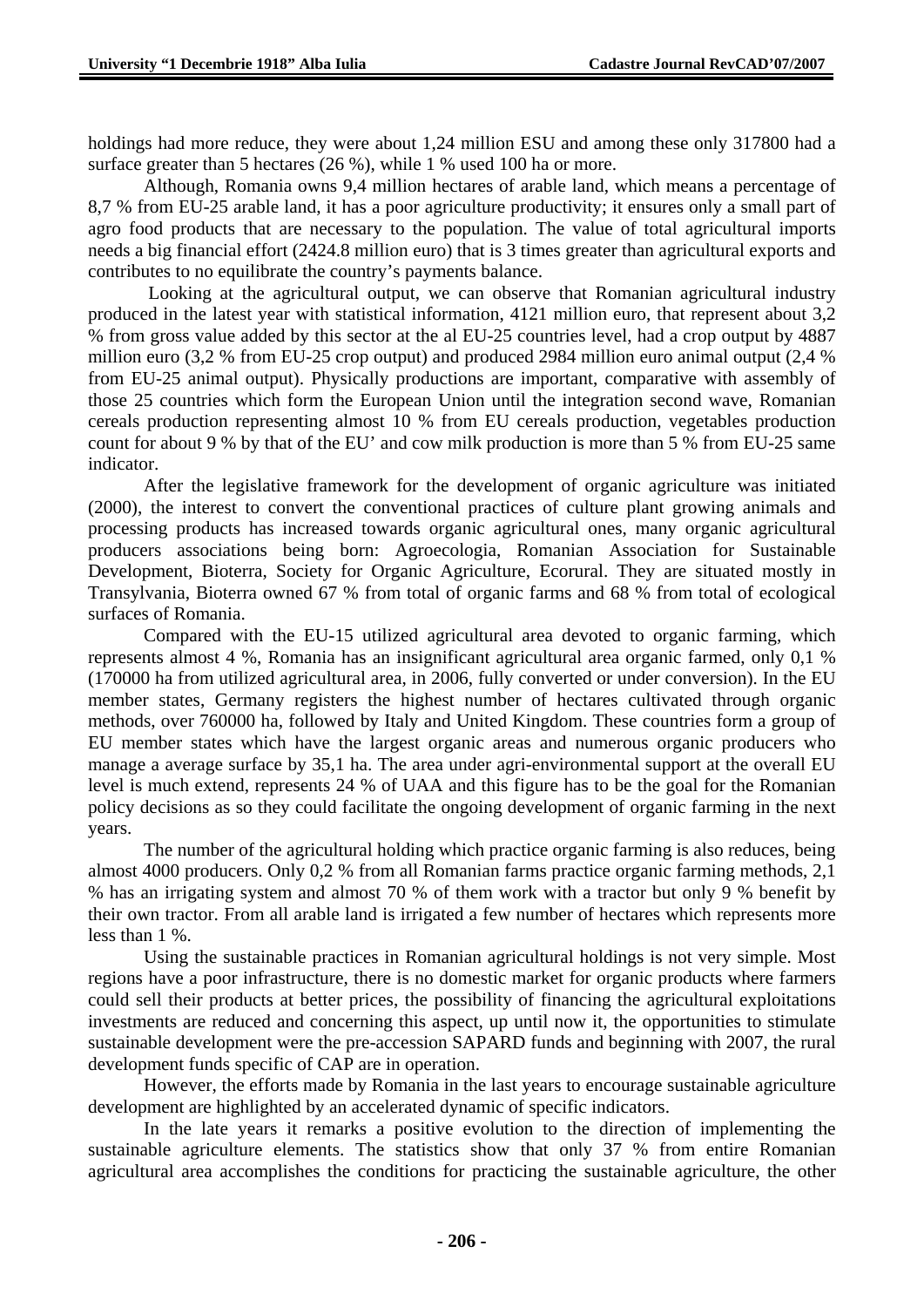holdings had more reduce, they were about 1,24 million ESU and among these only 317800 had a surface greater than 5 hectares (26 %), while 1 % used 100 ha or more.

Although, Romania owns 9,4 million hectares of arable land, which means a percentage of 8,7 % from EU-25 arable land, it has a poor agriculture productivity; it ensures only a small part of agro food products that are necessary to the population. The value of total agricultural imports needs a big financial effort (2424.8 million euro) that is 3 times greater than agricultural exports and contributes to no equilibrate the country's payments balance.

Looking at the agricultural output, we can observe that Romanian agricultural industry produced in the latest year with statistical information, 4121 million euro, that represent about 3,2 % from gross value added by this sector at the al EU-25 countries level, had a crop output by 4887 million euro (3,2 % from EU-25 crop output) and produced 2984 million euro animal output (2,4 % from EU-25 animal output). Physically productions are important, comparative with assembly of those 25 countries which form the European Union until the integration second wave, Romanian cereals production representing almost 10 % from EU cereals production, vegetables production count for about 9 % by that of the EU' and cow milk production is more than 5 % from EU-25 same indicator.

After the legislative framework for the development of organic agriculture was initiated (2000), the interest to convert the conventional practices of culture plant growing animals and processing products has increased towards organic agricultural ones, many organic agricultural producers associations being born: Agroecologia, Romanian Association for Sustainable Development, Bioterra, Society for Organic Agriculture, Ecorural. They are situated mostly in Transylvania, Bioterra owned 67 % from total of organic farms and 68 % from total of ecological surfaces of Romania.

Compared with the EU-15 utilized agricultural area devoted to organic farming, which represents almost 4 %, Romania has an insignificant agricultural area organic farmed, only 0,1 % (170000 ha from utilized agricultural area, in 2006, fully converted or under conversion). In the EU member states, Germany registers the highest number of hectares cultivated through organic methods, over 760000 ha, followed by Italy and United Kingdom. These countries form a group of EU member states which have the largest organic areas and numerous organic producers who manage a average surface by 35,1 ha. The area under agri-environmental support at the overall EU level is much extend, represents 24 % of UAA and this figure has to be the goal for the Romanian policy decisions as so they could facilitate the ongoing development of organic farming in the next years.

The number of the agricultural holding which practice organic farming is also reduces, being almost 4000 producers. Only 0,2 % from all Romanian farms practice organic farming methods, 2,1 % has an irrigating system and almost 70 % of them work with a tractor but only 9 % benefit by their own tractor. From all arable land is irrigated a few number of hectares which represents more less than 1 %.

Using the sustainable practices in Romanian agricultural holdings is not very simple. Most regions have a poor infrastructure, there is no domestic market for organic products where farmers could sell their products at better prices, the possibility of financing the agricultural exploitations investments are reduced and concerning this aspect, up until now it, the opportunities to stimulate sustainable development were the pre-accession SAPARD funds and beginning with 2007, the rural development funds specific of CAP are in operation.

However, the efforts made by Romania in the last years to encourage sustainable agriculture development are highlighted by an accelerated dynamic of specific indicators.

In the late years it remarks a positive evolution to the direction of implementing the sustainable agriculture elements. The statistics show that only 37 % from entire Romanian agricultural area accomplishes the conditions for practicing the sustainable agriculture, the other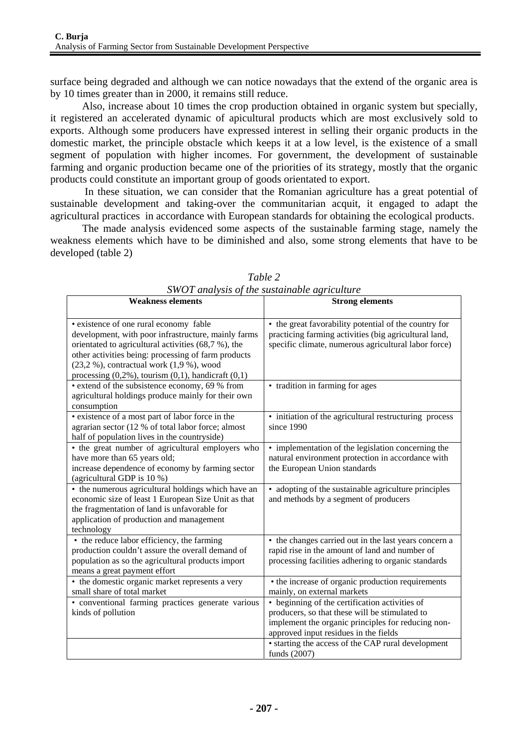surface being degraded and although we can notice nowadays that the extend of the organic area is by 10 times greater than in 2000, it remains still reduce.

Also, increase about 10 times the crop production obtained in organic system but specially, it registered an accelerated dynamic of apicultural products which are most exclusively sold to exports. Although some producers have expressed interest in selling their organic products in the domestic market, the principle obstacle which keeps it at a low level, is the existence of a small segment of population with higher incomes. For government, the development of sustainable farming and organic production became one of the priorities of its strategy, mostly that the organic products could constitute an important group of goods orientated to export.

In these situation, we can consider that the Romanian agriculture has a great potential of sustainable development and taking-over the communitarian acquit, it engaged to adapt the agricultural practices in accordance with European standards for obtaining the ecological products.

The made analysis evidenced some aspects of the sustainable farming stage, namely the weakness elements which have to be diminished and also, some strong elements that have to be developed (table 2)

*Table 2*
*SWOT analysis of the sustainable agriculture*

| Weakness elements | Strong elements |
|---|---|
| • existence of one rural economy fable development, with poor infrastructure, mainly farms orientated to agricultural activities (68,7 %), the other activities being: processing of farm products (23,2 %), contractual work (1,9 %), wood processing (0,2%), tourism (0,1), handicraft (0,1) | • the great favorability potential of the country for practicing farming activities (big agricultural land, specific climate, numerous agricultural labor force) |
| • extend of the subsistence economy, 69 % from agricultural holdings produce mainly for their own consumption | • tradition in farming for ages |
| • existence of a most part of labor force in the agrarian sector (12 % of total labor force; almost half of population lives in the countryside) | • initiation of the agricultural restructuring process since 1990 |
| • the great number of agricultural employers who have more than 65 years old; increase dependence of economy by farming sector (agricultural GDP is 10 %) | • implementation of the legislation concerning the natural environment protection in accordance with the European Union standards |
| • the numerous agricultural holdings which have an economic size of least 1 European Size Unit as that the fragmentation of land is unfavorable for application of production and management technology | • adopting of the sustainable agriculture principles and methods by a segment of producers |
| • the reduce labor efficiency, the farming production couldn't assure the overall demand of population as so the agricultural products import means a great payment effort | • the changes carried out in the last years concern a rapid rise in the amount of land and number of processing facilities adhering to organic standards |
| • the domestic organic market represents a very small share of total market | • the increase of organic production requirements mainly, on external markets |
| • conventional farming practices generate various kinds of pollution | • beginning of the certification activities of producers, so that these will be stimulated to implement the organic principles for reducing non-approved input residues in the fields |
| | • starting the access of the CAP rural development funds (2007) |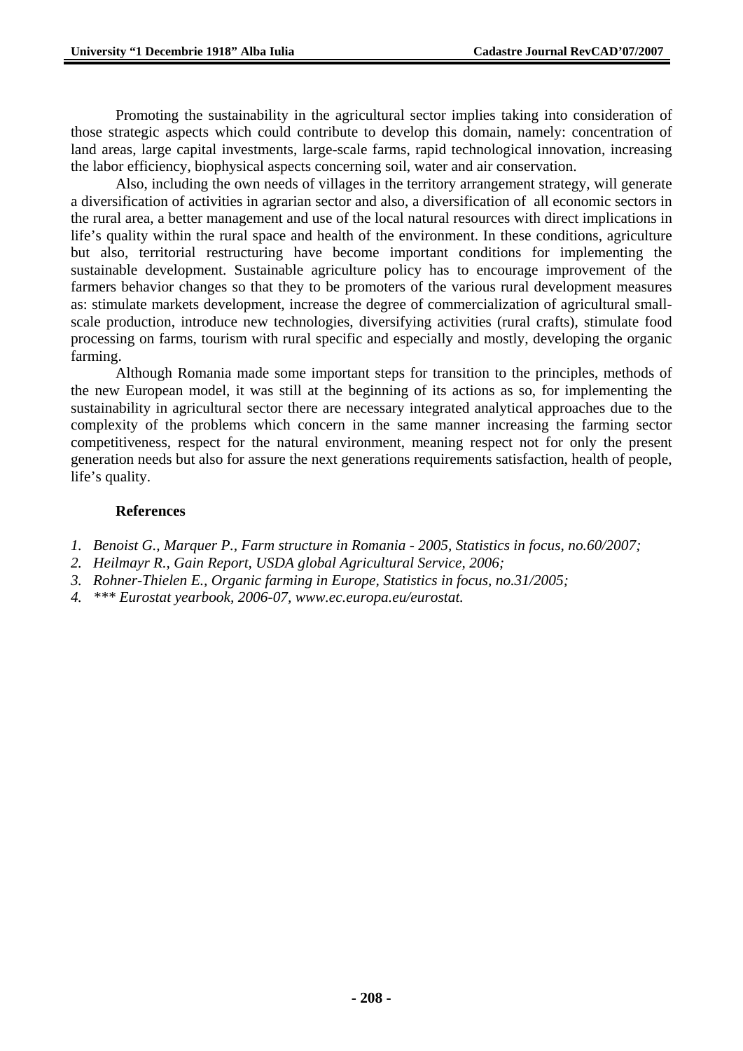Promoting the sustainability in the agricultural sector implies taking into consideration of those strategic aspects which could contribute to develop this domain, namely: concentration of land areas, large capital investments, large-scale farms, rapid technological innovation, increasing the labor efficiency, biophysical aspects concerning soil, water and air conservation.

Also, including the own needs of villages in the territory arrangement strategy, will generate a diversification of activities in agrarian sector and also, a diversification of all economic sectors in the rural area, a better management and use of the local natural resources with direct implications in life's quality within the rural space and health of the environment. In these conditions, agriculture but also, territorial restructuring have become important conditions for implementing the sustainable development. Sustainable agriculture policy has to encourage improvement of the farmers behavior changes so that they to be promoters of the various rural development measures as: stimulate markets development, increase the degree of commercialization of agricultural small-scale production, introduce new technologies, diversifying activities (rural crafts), stimulate food processing on farms, tourism with rural specific and especially and mostly, developing the organic farming.

Although Romania made some important steps for transition to the principles, methods of the new European model, it was still at the beginning of its actions as so, for implementing the sustainability in agricultural sector there are necessary integrated analytical approaches due to the complexity of the problems which concern in the same manner increasing the farming sector competitiveness, respect for the natural environment, meaning respect not for only the present generation needs but also for assure the next generations requirements satisfaction, health of people, life's quality.

### References

1. *Benoist G., Marquer P., Farm structure in Romania - 2005, Statistics in focus, no.60/2007;*
2. *Heilmayr R., Gain Report, USDA global Agricultural Service, 2006;*
3. *Rohner-Thielen E., Organic farming in Europe, Statistics in focus, no.31/2005;*
4. *\*\*\* Eurostat yearbook, 2006-07, www.ec.europa.eu/eurostat.*